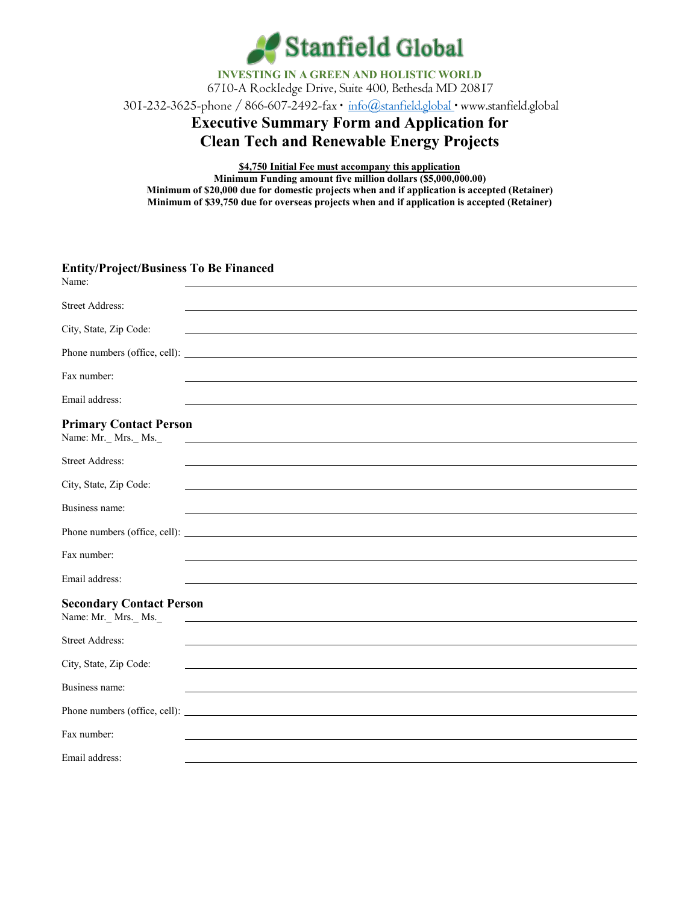# Stanfield Global

**INVESTING IN A GREEN AND HOLISTIC WORLD**

6710-A Rockledge Drive, Suite 400, Bethesda MD 20817

301-232-3625-phone / 866-607-2492-fax • info@stanfield.global • www.stanfield.global

## Executive Summary Form and Application for Clean Tech and Renewable Energy Projects

**$4,750 Initial Fee must accompany this application**

**Minimum Funding amount five million dollars ($5,000,000.00)**

**Minimum of $20,000 due for domestic projects when and if application is accepted (Retainer)**

**Minimum of $39,750 due for overseas projects when and if application is accepted (Retainer)**

### Entity/Project/Business To Be Financed

Name: ____________________

Street Address: ____________________

City, State, Zip Code: ____________________

Phone numbers (office, cell): ____________________

Fax number: ____________________

Email address: ____________________

### Primary Contact Person

Name: Mr._ Mrs._ Ms._ ____________________

Street Address: ____________________

City, State, Zip Code: ____________________

Business name: ____________________

Phone numbers (office, cell): ____________________

Fax number: ____________________

Email address: ____________________

### Secondary Contact Person

Name: Mr._ Mrs._ Ms._ ____________________

Street Address: ____________________

City, State, Zip Code: ____________________

Business name: ____________________

Phone numbers (office, cell): ____________________

Fax number: ____________________

Email address: ____________________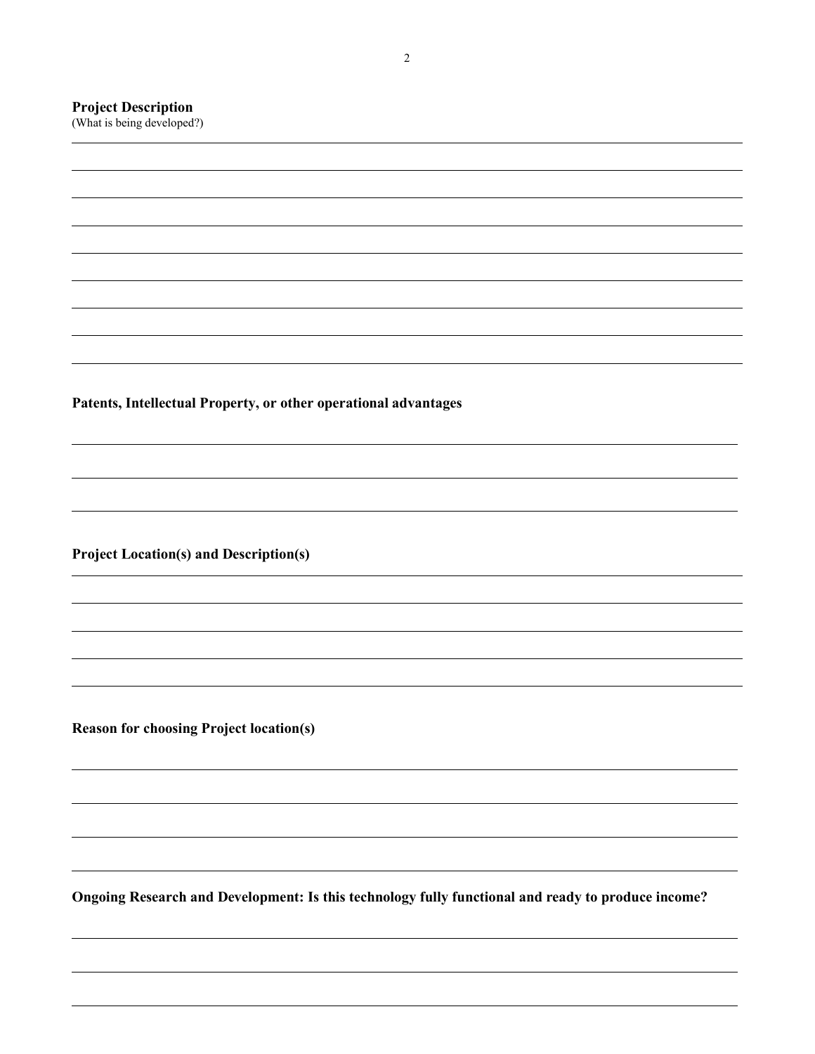**Project Description**
(What is being developed?)

**Patents, Intellectual Property, or other operational advantages**

**Project Location(s) and Description(s)**

**Reason for choosing Project location(s)**

**Ongoing Research and Development: Is this technology fully functional and ready to produce income?**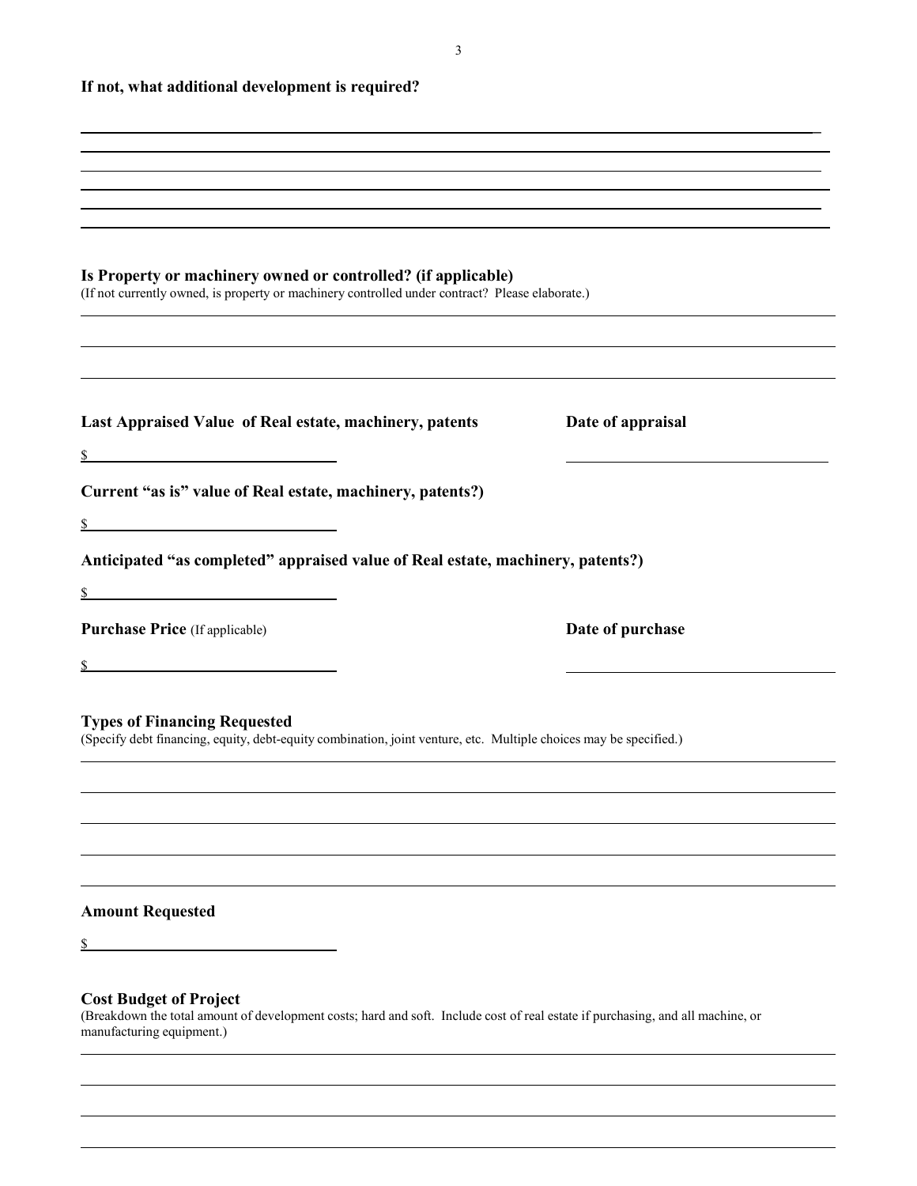**If not, what additional development is required?**

**Is Property or machinery owned or controlled? (if applicable)**
(If not currently owned, is property or machinery controlled under contract? Please elaborate.)

**Last Appraised Value of Real estate, machinery, patents** **Date of appraisal**

$

**Current "as is" value of Real estate, machinery, patents?)**

$

**Anticipated "as completed" appraised value of Real estate, machinery, patents?)**

$

**Purchase Price** (If applicable) **Date of purchase**

$

**Types of Financing Requested**
(Specify debt financing, equity, debt-equity combination, joint venture, etc. Multiple choices may be specified.)

**Amount Requested**

$

**Cost Budget of Project**
(Breakdown the total amount of development costs; hard and soft. Include cost of real estate if purchasing, and all machine, or manufacturing equipment.)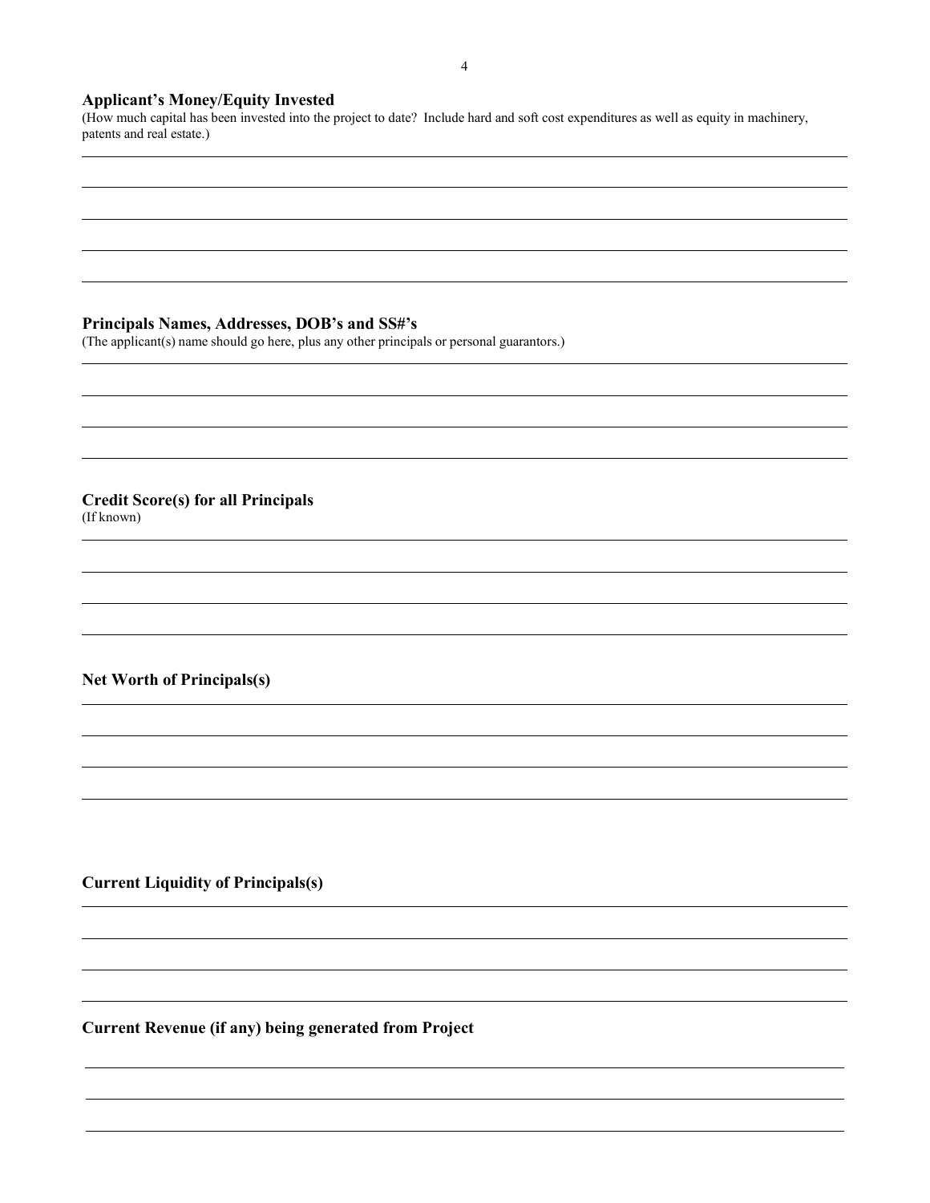**Applicant's Money/Equity Invested**
(How much capital has been invested into the project to date? Include hard and soft cost expenditures as well as equity in machinery, patents and real estate.)

\_\_\_\_\_\_\_\_\_\_\_\_\_\_\_\_\_\_\_\_\_\_\_\_\_\_\_\_\_\_\_\_\_\_\_\_\_\_\_\_\_\_\_\_\_\_\_\_\_\_\_\_\_\_\_\_\_\_\_\_\_\_\_\_\_\_\_\_\_\_\_\_\_\_\_\_

\_\_\_\_\_\_\_\_\_\_\_\_\_\_\_\_\_\_\_\_\_\_\_\_\_\_\_\_\_\_\_\_\_\_\_\_\_\_\_\_\_\_\_\_\_\_\_\_\_\_\_\_\_\_\_\_\_\_\_\_\_\_\_\_\_\_\_\_\_\_\_\_\_\_\_\_

\_\_\_\_\_\_\_\_\_\_\_\_\_\_\_\_\_\_\_\_\_\_\_\_\_\_\_\_\_\_\_\_\_\_\_\_\_\_\_\_\_\_\_\_\_\_\_\_\_\_\_\_\_\_\_\_\_\_\_\_\_\_\_\_\_\_\_\_\_\_\_\_\_\_\_\_

\_\_\_\_\_\_\_\_\_\_\_\_\_\_\_\_\_\_\_\_\_\_\_\_\_\_\_\_\_\_\_\_\_\_\_\_\_\_\_\_\_\_\_\_\_\_\_\_\_\_\_\_\_\_\_\_\_\_\_\_\_\_\_\_\_\_\_\_\_\_\_\_\_\_\_\_

\_\_\_\_\_\_\_\_\_\_\_\_\_\_\_\_\_\_\_\_\_\_\_\_\_\_\_\_\_\_\_\_\_\_\_\_\_\_\_\_\_\_\_\_\_\_\_\_\_\_\_\_\_\_\_\_\_\_\_\_\_\_\_\_\_\_\_\_\_\_\_\_\_\_\_\_

**Principals Names, Addresses, DOB's and SS#'s**
(The applicant(s) name should go here, plus any other principals or personal guarantors.)

\_\_\_\_\_\_\_\_\_\_\_\_\_\_\_\_\_\_\_\_\_\_\_\_\_\_\_\_\_\_\_\_\_\_\_\_\_\_\_\_\_\_\_\_\_\_\_\_\_\_\_\_\_\_\_\_\_\_\_\_\_\_\_\_\_\_\_\_\_\_\_\_\_\_\_\_

\_\_\_\_\_\_\_\_\_\_\_\_\_\_\_\_\_\_\_\_\_\_\_\_\_\_\_\_\_\_\_\_\_\_\_\_\_\_\_\_\_\_\_\_\_\_\_\_\_\_\_\_\_\_\_\_\_\_\_\_\_\_\_\_\_\_\_\_\_\_\_\_\_\_\_\_

\_\_\_\_\_\_\_\_\_\_\_\_\_\_\_\_\_\_\_\_\_\_\_\_\_\_\_\_\_\_\_\_\_\_\_\_\_\_\_\_\_\_\_\_\_\_\_\_\_\_\_\_\_\_\_\_\_\_\_\_\_\_\_\_\_\_\_\_\_\_\_\_\_\_\_\_

\_\_\_\_\_\_\_\_\_\_\_\_\_\_\_\_\_\_\_\_\_\_\_\_\_\_\_\_\_\_\_\_\_\_\_\_\_\_\_\_\_\_\_\_\_\_\_\_\_\_\_\_\_\_\_\_\_\_\_\_\_\_\_\_\_\_\_\_\_\_\_\_\_\_\_\_

**Credit Score(s) for all Principals**
(If known)

\_\_\_\_\_\_\_\_\_\_\_\_\_\_\_\_\_\_\_\_\_\_\_\_\_\_\_\_\_\_\_\_\_\_\_\_\_\_\_\_\_\_\_\_\_\_\_\_\_\_\_\_\_\_\_\_\_\_\_\_\_\_\_\_\_\_\_\_\_\_\_\_\_\_\_\_

\_\_\_\_\_\_\_\_\_\_\_\_\_\_\_\_\_\_\_\_\_\_\_\_\_\_\_\_\_\_\_\_\_\_\_\_\_\_\_\_\_\_\_\_\_\_\_\_\_\_\_\_\_\_\_\_\_\_\_\_\_\_\_\_\_\_\_\_\_\_\_\_\_\_\_\_

\_\_\_\_\_\_\_\_\_\_\_\_\_\_\_\_\_\_\_\_\_\_\_\_\_\_\_\_\_\_\_\_\_\_\_\_\_\_\_\_\_\_\_\_\_\_\_\_\_\_\_\_\_\_\_\_\_\_\_\_\_\_\_\_\_\_\_\_\_\_\_\_\_\_\_\_

\_\_\_\_\_\_\_\_\_\_\_\_\_\_\_\_\_\_\_\_\_\_\_\_\_\_\_\_\_\_\_\_\_\_\_\_\_\_\_\_\_\_\_\_\_\_\_\_\_\_\_\_\_\_\_\_\_\_\_\_\_\_\_\_\_\_\_\_\_\_\_\_\_\_\_\_

**Net Worth of Principals(s)**

\_\_\_\_\_\_\_\_\_\_\_\_\_\_\_\_\_\_\_\_\_\_\_\_\_\_\_\_\_\_\_\_\_\_\_\_\_\_\_\_\_\_\_\_\_\_\_\_\_\_\_\_\_\_\_\_\_\_\_\_\_\_\_\_\_\_\_\_\_\_\_\_\_\_\_\_

\_\_\_\_\_\_\_\_\_\_\_\_\_\_\_\_\_\_\_\_\_\_\_\_\_\_\_\_\_\_\_\_\_\_\_\_\_\_\_\_\_\_\_\_\_\_\_\_\_\_\_\_\_\_\_\_\_\_\_\_\_\_\_\_\_\_\_\_\_\_\_\_\_\_\_\_

\_\_\_\_\_\_\_\_\_\_\_\_\_\_\_\_\_\_\_\_\_\_\_\_\_\_\_\_\_\_\_\_\_\_\_\_\_\_\_\_\_\_\_\_\_\_\_\_\_\_\_\_\_\_\_\_\_\_\_\_\_\_\_\_\_\_\_\_\_\_\_\_\_\_\_\_

\_\_\_\_\_\_\_\_\_\_\_\_\_\_\_\_\_\_\_\_\_\_\_\_\_\_\_\_\_\_\_\_\_\_\_\_\_\_\_\_\_\_\_\_\_\_\_\_\_\_\_\_\_\_\_\_\_\_\_\_\_\_\_\_\_\_\_\_\_\_\_\_\_\_\_\_

**Current Liquidity of Principals(s)**

\_\_\_\_\_\_\_\_\_\_\_\_\_\_\_\_\_\_\_\_\_\_\_\_\_\_\_\_\_\_\_\_\_\_\_\_\_\_\_\_\_\_\_\_\_\_\_\_\_\_\_\_\_\_\_\_\_\_\_\_\_\_\_\_\_\_\_\_\_\_\_\_\_\_\_\_

\_\_\_\_\_\_\_\_\_\_\_\_\_\_\_\_\_\_\_\_\_\_\_\_\_\_\_\_\_\_\_\_\_\_\_\_\_\_\_\_\_\_\_\_\_\_\_\_\_\_\_\_\_\_\_\_\_\_\_\_\_\_\_\_\_\_\_\_\_\_\_\_\_\_\_\_

\_\_\_\_\_\_\_\_\_\_\_\_\_\_\_\_\_\_\_\_\_\_\_\_\_\_\_\_\_\_\_\_\_\_\_\_\_\_\_\_\_\_\_\_\_\_\_\_\_\_\_\_\_\_\_\_\_\_\_\_\_\_\_\_\_\_\_\_\_\_\_\_\_\_\_\_

\_\_\_\_\_\_\_\_\_\_\_\_\_\_\_\_\_\_\_\_\_\_\_\_\_\_\_\_\_\_\_\_\_\_\_\_\_\_\_\_\_\_\_\_\_\_\_\_\_\_\_\_\_\_\_\_\_\_\_\_\_\_\_\_\_\_\_\_\_\_\_\_\_\_\_\_

**Current Revenue (if any) being generated from Project**

\_\_\_\_\_\_\_\_\_\_\_\_\_\_\_\_\_\_\_\_\_\_\_\_\_\_\_\_\_\_\_\_\_\_\_\_\_\_\_\_\_\_\_\_\_\_\_\_\_\_\_\_\_\_\_\_\_\_\_\_\_\_\_\_\_\_\_\_\_\_\_\_\_\_\_\_

\_\_\_\_\_\_\_\_\_\_\_\_\_\_\_\_\_\_\_\_\_\_\_\_\_\_\_\_\_\_\_\_\_\_\_\_\_\_\_\_\_\_\_\_\_\_\_\_\_\_\_\_\_\_\_\_\_\_\_\_\_\_\_\_\_\_\_\_\_\_\_\_\_\_\_\_

\_\_\_\_\_\_\_\_\_\_\_\_\_\_\_\_\_\_\_\_\_\_\_\_\_\_\_\_\_\_\_\_\_\_\_\_\_\_\_\_\_\_\_\_\_\_\_\_\_\_\_\_\_\_\_\_\_\_\_\_\_\_\_\_\_\_\_\_\_\_\_\_\_\_\_\_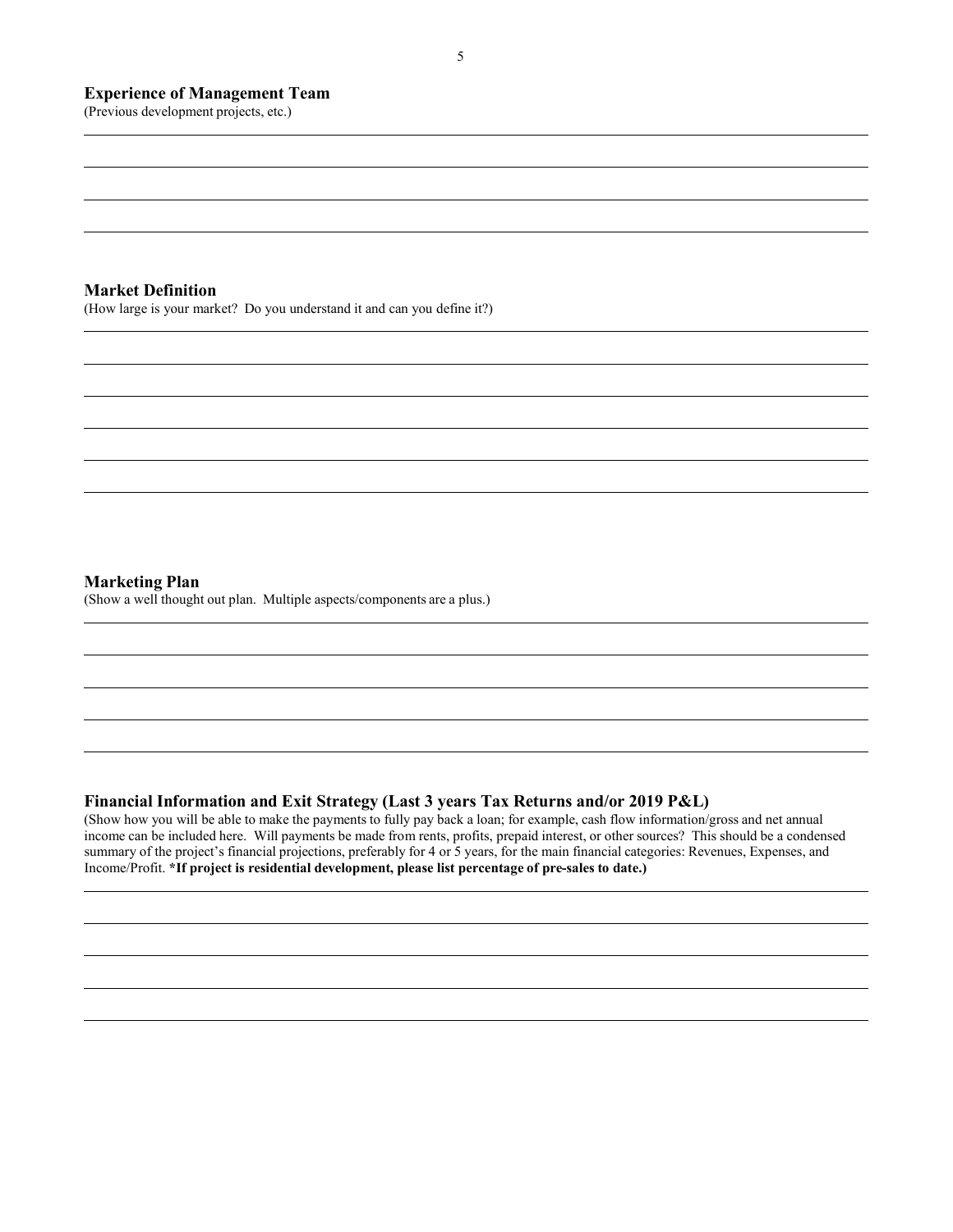**Experience of Management Team**

(Previous development projects, etc.)

**Market Definition**

(How large is your market? Do you understand it and can you define it?)

**Marketing Plan**

(Show a well thought out plan. Multiple aspects/components are a plus.)

**Financial Information and Exit Strategy (Last 3 years Tax Returns and/or 2019 P&L)**

(Show how you will be able to make the payments to fully pay back a loan; for example, cash flow information/gross and net annual income can be included here. Will payments be made from rents, profits, prepaid interest, or other sources? This should be a condensed summary of the project's financial projections, preferably for 4 or 5 years, for the main financial categories: Revenues, Expenses, and Income/Profit. **\*If project is residential development, please list percentage of pre-sales to date.)**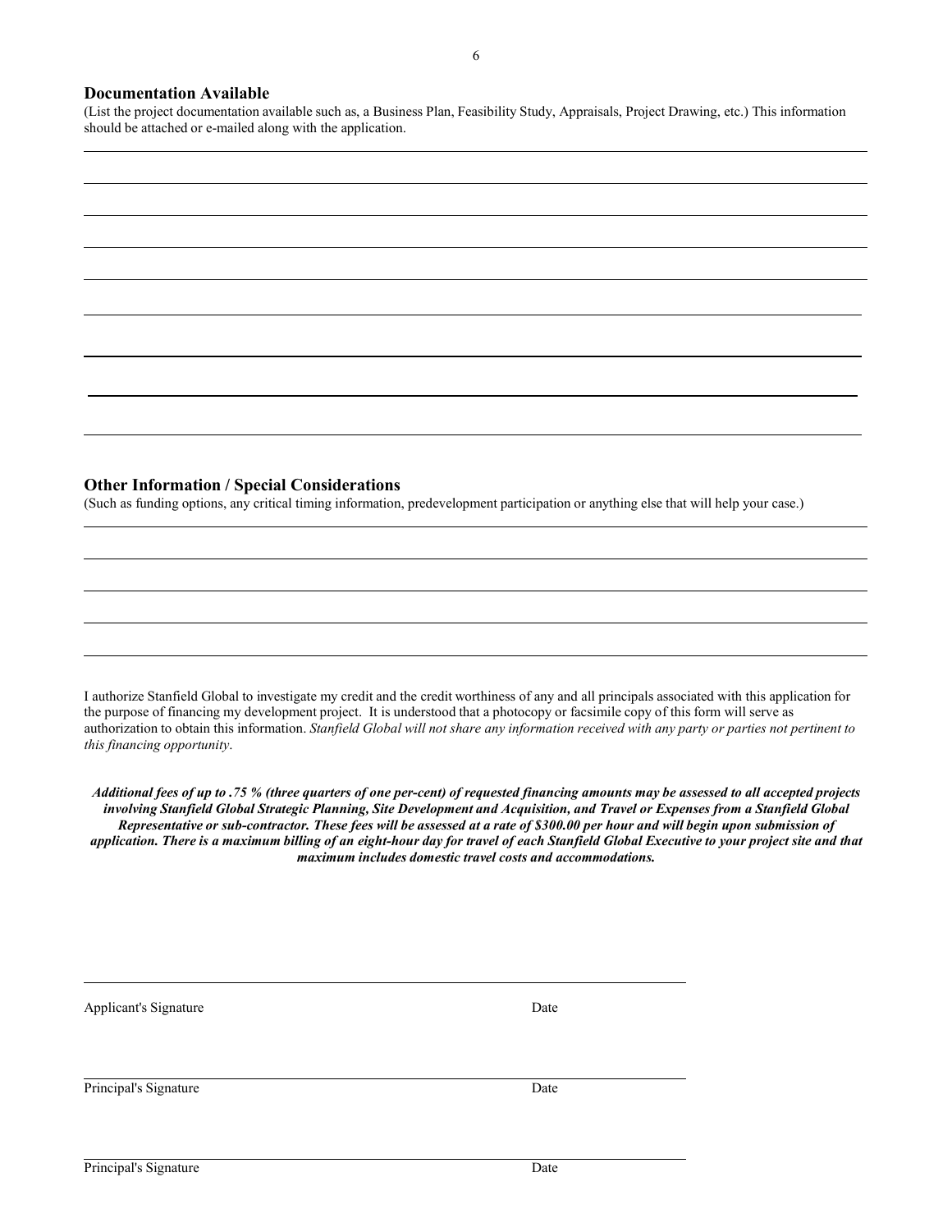## Documentation Available

(List the project documentation available such as, a Business Plan, Feasibility Study, Appraisals, Project Drawing, etc.) This information should be attached or e-mailed along with the application.

## Other Information / Special Considerations

(Such as funding options, any critical timing information, predevelopment participation or anything else that will help your case.)

I authorize Stanfield Global to investigate my credit and the credit worthiness of any and all principals associated with this application for the purpose of financing my development project. It is understood that a photocopy or facsimile copy of this form will serve as authorization to obtain this information. *Stanfield Global will not share any information received with any party or parties not pertinent to this financing opportunity*.

***Additional fees of up to .75 % (three quarters of one per-cent) of requested financing amounts may be assessed to all accepted projects involving Stanfield Global Strategic Planning, Site Development and Acquisition, and Travel or Expenses from a Stanfield Global Representative or sub-contractor. These fees will be assessed at a rate of $300.00 per hour and will begin upon submission of application. There is a maximum billing of an eight-hour day for travel of each Stanfield Global Executive to your project site and that maximum includes domestic travel costs and accommodations.***

Applicant's Signature　　　　　　　　　　Date

Principal's Signature　　　　　　　　　　Date

Principal's Signature　　　　　　　　　　Date